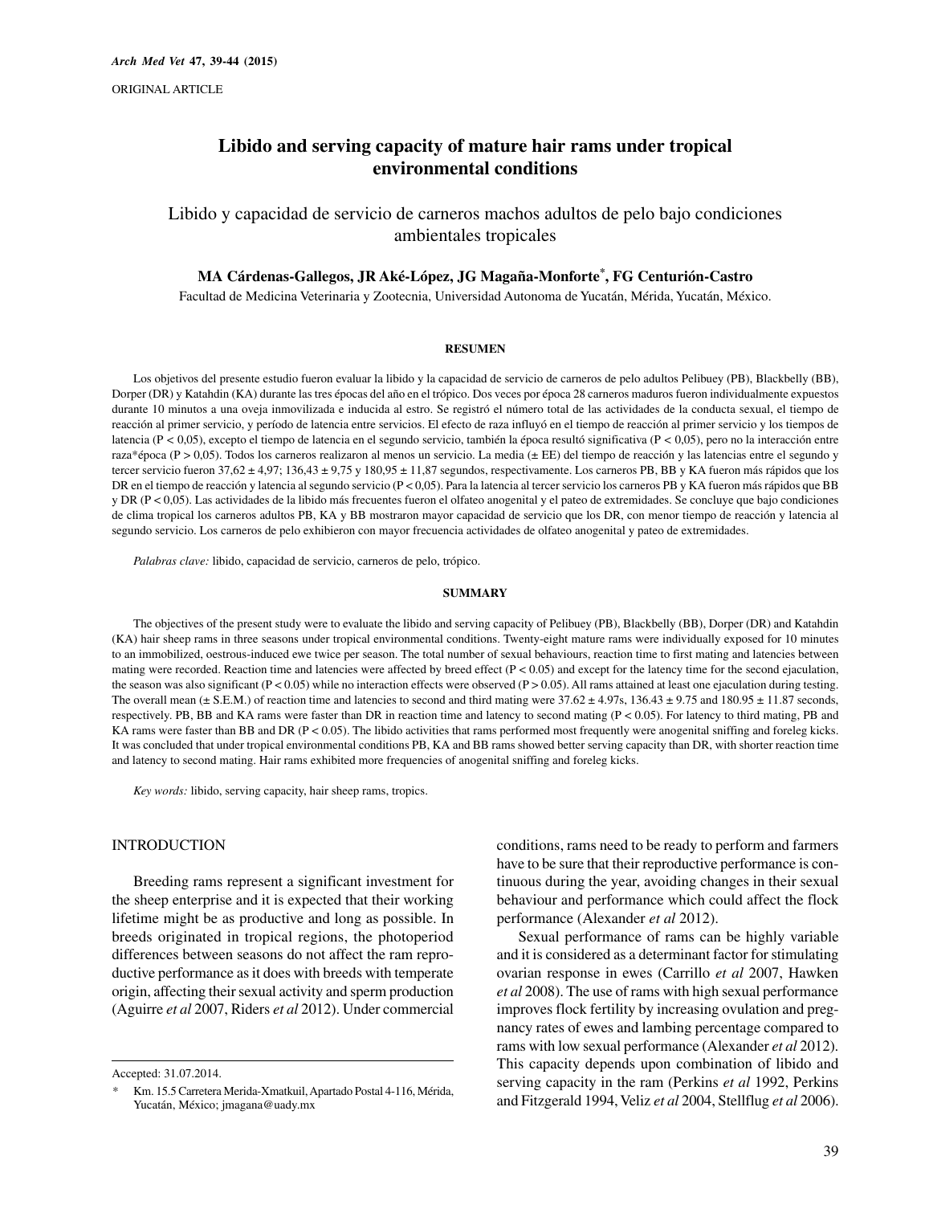ORIGINAL ARTICLE

# Libido and serving capacity of mature hair rams under tropical environmental conditions

## Libido y capacidad de servicio de carneros machos adultos de pelo bajo condiciones ambientales tropicales

**MA Cárdenas-Gallegos, JR Aké-López, JG Magaña-Monforte*, FG Centurión-Castro**

Facultad de Medicina Veterinaria y Zootecnia, Universidad Autonoma de Yucatán, Mérida, Yucatán, México.

### RESUMEN

Los objetivos del presente estudio fueron evaluar la libido y la capacidad de servicio de carneros de pelo adultos Pelibuey (PB), Blackbelly (BB), Dorper (DR) y Katahdin (KA) durante las tres épocas del año en el trópico. Dos veces por época 28 carneros maduros fueron individualmente expuestos durante 10 minutos a una oveja inmovilizada e inducida al estro. Se registró el número total de las actividades de la conducta sexual, el tiempo de reacción al primer servicio, y período de latencia entre servicios. El efecto de raza influyó en el tiempo de reacción al primer servicio y los tiempos de latencia (P < 0,05), excepto el tiempo de latencia en el segundo servicio, también la época resultó significativa (P < 0,05), pero no la interacción entre raza*época (P > 0,05). Todos los carneros realizaron al menos un servicio. La media (± EE) del tiempo de reacción y las latencias entre el segundo y tercer servicio fueron 37,62 ± 4,97; 136,43 ± 9,75 y 180,95 ± 11,87 segundos, respectivamente. Los carneros PB, BB y KA fueron más rápidos que los DR en el tiempo de reacción y latencia al segundo servicio (P < 0,05). Para la latencia al tercer servicio los carneros PB y KA fueron más rápidos que BB y DR (P < 0,05). Las actividades de la libido más frecuentes fueron el olfateo anogenital y el pateo de extremidades. Se concluye que bajo condiciones de clima tropical los carneros adultos PB, KA y BB mostraron mayor capacidad de servicio que los DR, con menor tiempo de reacción y latencia al segundo servicio. Los carneros de pelo exhibieron con mayor frecuencia actividades de olfateo anogenital y pateo de extremidades.

*Palabras clave:* libido, capacidad de servicio, carneros de pelo, trópico.

### SUMMARY

The objectives of the present study were to evaluate the libido and serving capacity of Pelibuey (PB), Blackbelly (BB), Dorper (DR) and Katahdin (KA) hair sheep rams in three seasons under tropical environmental conditions. Twenty-eight mature rams were individually exposed for 10 minutes to an immobilized, oestrous-induced ewe twice per season. The total number of sexual behaviours, reaction time to first mating and latencies between mating were recorded. Reaction time and latencies were affected by breed effect (P < 0.05) and except for the latency time for the second ejaculation, the season was also significant (P < 0.05) while no interaction effects were observed (P > 0.05). All rams attained at least one ejaculation during testing. The overall mean (± S.E.M.) of reaction time and latencies to second and third mating were 37.62 ± 4.97s, 136.43 ± 9.75 and 180.95 ± 11.87 seconds, respectively. PB, BB and KA rams were faster than DR in reaction time and latency to second mating (P < 0.05). For latency to third mating, PB and KA rams were faster than BB and DR (P < 0.05). The libido activities that rams performed most frequently were anogenital sniffing and foreleg kicks. It was concluded that under tropical environmental conditions PB, KA and BB rams showed better serving capacity than DR, with shorter reaction time and latency to second mating. Hair rams exhibited more frequencies of anogenital sniffing and foreleg kicks.

*Key words:* libido, serving capacity, hair sheep rams, tropics.

## INTRODUCTION

Breeding rams represent a significant investment for the sheep enterprise and it is expected that their working lifetime might be as productive and long as possible. In breeds originated in tropical regions, the photoperiod differences between seasons do not affect the ram reproductive performance as it does with breeds with temperate origin, affecting their sexual activity and sperm production (Aguirre *et al* 2007, Riders *et al* 2012). Under commercial conditions, rams need to be ready to perform and farmers have to be sure that their reproductive performance is continuous during the year, avoiding changes in their sexual behaviour and performance which could affect the flock performance (Alexander *et al* 2012).

Sexual performance of rams can be highly variable and it is considered as a determinant factor for stimulating ovarian response in ewes (Carrillo *et al* 2007, Hawken *et al* 2008). The use of rams with high sexual performance improves flock fertility by increasing ovulation and pregnancy rates of ewes and lambing percentage compared to rams with low sexual performance (Alexander *et al* 2012). This capacity depends upon combination of libido and serving capacity in the ram (Perkins *et al* 1992, Perkins and Fitzgerald 1994, Veliz *et al* 2004, Stellflug *et al* 2006).

---

Accepted: 31.07.2014.

\* Km. 15.5 Carretera Merida-Xmatkuil, Apartado Postal 4-116, Mérida, Yucatán, México; jmagana@uady.mx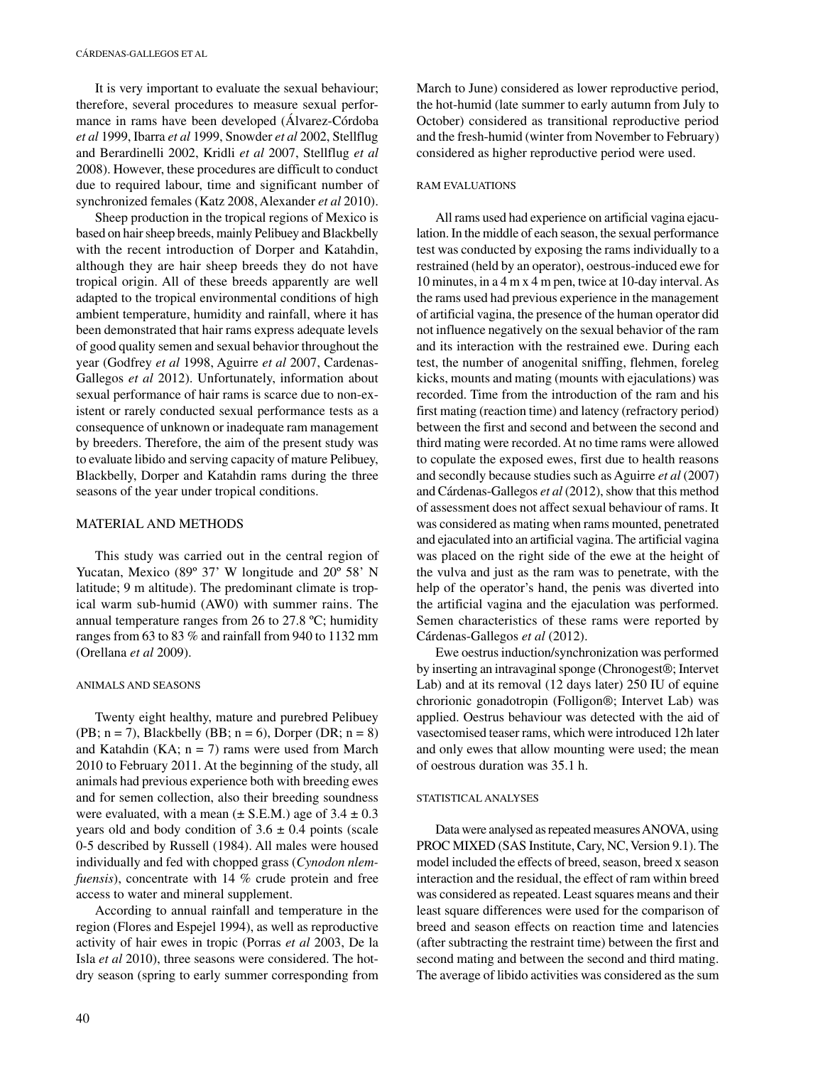It is very important to evaluate the sexual behaviour; therefore, several procedures to measure sexual performance in rams have been developed (Álvarez-Córdoba *et al* 1999, Ibarra *et al* 1999, Snowder *et al* 2002, Stellflug and Berardinelli 2002, Kridli *et al* 2007, Stellflug *et al* 2008). However, these procedures are difficult to conduct due to required labour, time and significant number of synchronized females (Katz 2008, Alexander *et al* 2010).

Sheep production in the tropical regions of Mexico is based on hair sheep breeds, mainly Pelibuey and Blackbelly with the recent introduction of Dorper and Katahdin, although they are hair sheep breeds they do not have tropical origin. All of these breeds apparently are well adapted to the tropical environmental conditions of high ambient temperature, humidity and rainfall, where it has been demonstrated that hair rams express adequate levels of good quality semen and sexual behavior throughout the year (Godfrey *et al* 1998, Aguirre *et al* 2007, Cardenas-Gallegos *et al* 2012). Unfortunately, information about sexual performance of hair rams is scarce due to non-existent or rarely conducted sexual performance tests as a consequence of unknown or inadequate ram management by breeders. Therefore, the aim of the present study was to evaluate libido and serving capacity of mature Pelibuey, Blackbelly, Dorper and Katahdin rams during the three seasons of the year under tropical conditions.

## MATERIAL AND METHODS

This study was carried out in the central region of Yucatan, Mexico (89º 37' W longitude and 20º 58' N latitude; 9 m altitude). The predominant climate is tropical warm sub-humid (AW0) with summer rains. The annual temperature ranges from 26 to 27.8 ºC; humidity ranges from 63 to 83 % and rainfall from 940 to 1132 mm (Orellana *et al* 2009).

### ANIMALS AND SEASONS

Twenty eight healthy, mature and purebred Pelibuey (PB; n = 7), Blackbelly (BB; n = 6), Dorper (DR; n = 8) and Katahdin (KA; n = 7) rams were used from March 2010 to February 2011. At the beginning of the study, all animals had previous experience both with breeding ewes and for semen collection, also their breeding soundness were evaluated, with a mean (± S.E.M.) age of 3.4 ± 0.3 years old and body condition of 3.6 ± 0.4 points (scale 0-5 described by Russell (1984). All males were housed individually and fed with chopped grass (*Cynodon nlemfuensis*), concentrate with 14 % crude protein and free access to water and mineral supplement.

According to annual rainfall and temperature in the region (Flores and Espejel 1994), as well as reproductive activity of hair ewes in tropic (Porras *et al* 2003, De la Isla *et al* 2010), three seasons were considered. The hot-dry season (spring to early summer corresponding from March to June) considered as lower reproductive period, the hot-humid (late summer to early autumn from July to October) considered as transitional reproductive period and the fresh-humid (winter from November to February) considered as higher reproductive period were used.

### RAM EVALUATIONS

All rams used had experience on artificial vagina ejaculation. In the middle of each season, the sexual performance test was conducted by exposing the rams individually to a restrained (held by an operator), oestrous-induced ewe for 10 minutes, in a 4 m x 4 m pen, twice at 10-day interval. As the rams used had previous experience in the management of artificial vagina, the presence of the human operator did not influence negatively on the sexual behavior of the ram and its interaction with the restrained ewe. During each test, the number of anogenital sniffing, flehmen, foreleg kicks, mounts and mating (mounts with ejaculations) was recorded. Time from the introduction of the ram and his first mating (reaction time) and latency (refractory period) between the first and second and between the second and third mating were recorded. At no time rams were allowed to copulate the exposed ewes, first due to health reasons and secondly because studies such as Aguirre *et al* (2007) and Cárdenas-Gallegos *et al* (2012), show that this method of assessment does not affect sexual behaviour of rams. It was considered as mating when rams mounted, penetrated and ejaculated into an artificial vagina. The artificial vagina was placed on the right side of the ewe at the height of the vulva and just as the ram was to penetrate, with the help of the operator's hand, the penis was diverted into the artificial vagina and the ejaculation was performed. Semen characteristics of these rams were reported by Cárdenas-Gallegos *et al* (2012).

Ewe oestrus induction/synchronization was performed by inserting an intravaginal sponge (Chronogest®; Intervet Lab) and at its removal (12 days later) 250 IU of equine chrorionic gonadotropin (Folligon®; Intervet Lab) was applied. Oestrus behaviour was detected with the aid of vasectomised teaser rams, which were introduced 12h later and only ewes that allow mounting were used; the mean of oestrous duration was 35.1 h.

### STATISTICAL ANALYSES

Data were analysed as repeated measures ANOVA, using PROC MIXED (SAS Institute, Cary, NC, Version 9.1). The model included the effects of breed, season, breed x season interaction and the residual, the effect of ram within breed was considered as repeated. Least squares means and their least square differences were used for the comparison of breed and season effects on reaction time and latencies (after subtracting the restraint time) between the first and second mating and between the second and third mating. The average of libido activities was considered as the sum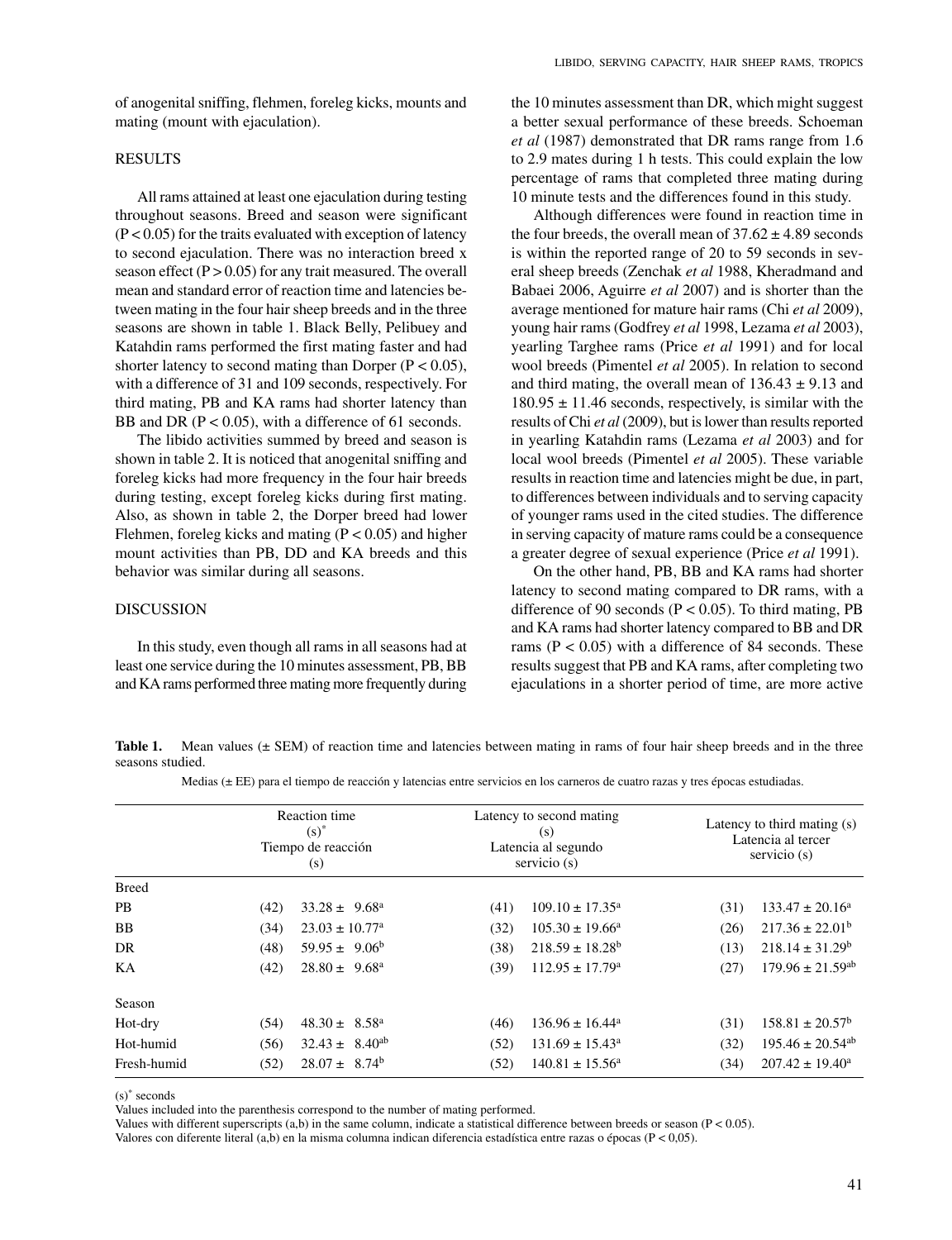of anogenital sniffing, flehmen, foreleg kicks, mounts and mating (mount with ejaculation).

## RESULTS

All rams attained at least one ejaculation during testing throughout seasons. Breed and season were significant ($P < 0.05$) for the traits evaluated with exception of latency to second ejaculation. There was no interaction breed x season effect ($P > 0.05$) for any trait measured. The overall mean and standard error of reaction time and latencies between mating in the four hair sheep breeds and in the three seasons are shown in table 1. Black Belly, Pelibuey and Katahdin rams performed the first mating faster and had shorter latency to second mating than Dorper ($P < 0.05$), with a difference of 31 and 109 seconds, respectively. For third mating, PB and KA rams had shorter latency than BB and DR ($P < 0.05$), with a difference of 61 seconds.

The libido activities summed by breed and season is shown in table 2. It is noticed that anogenital sniffing and foreleg kicks had more frequency in the four hair breeds during testing, except foreleg kicks during first mating. Also, as shown in table 2, the Dorper breed had lower Flehmen, foreleg kicks and mating ($P < 0.05$) and higher mount activities than PB, DD and KA breeds and this behavior was similar during all seasons.

## DISCUSSION

In this study, even though all rams in all seasons had at least one service during the 10 minutes assessment, PB, BB and KA rams performed three mating more frequently during the 10 minutes assessment than DR, which might suggest a better sexual performance of these breeds. Schoeman *et al* (1987) demonstrated that DR rams range from 1.6 to 2.9 mates during 1 h tests. This could explain the low percentage of rams that completed three mating during 10 minute tests and the differences found in this study.

Although differences were found in reaction time in the four breeds, the overall mean of $37.62 \pm 4.89$ seconds is within the reported range of 20 to 59 seconds in several sheep breeds (Zenchak *et al* 1988, Kheradmand and Babaei 2006, Aguirre *et al* 2007) and is shorter than the average mentioned for mature hair rams (Chi *et al* 2009), young hair rams (Godfrey *et al* 1998, Lezama *et al* 2003), yearling Targhee rams (Price *et al* 1991) and for local wool breeds (Pimentel *et al* 2005). In relation to second and third mating, the overall mean of $136.43 \pm 9.13$ and $180.95 \pm 11.46$ seconds, respectively, is similar with the results of Chi *et al* (2009), but is lower than results reported in yearling Katahdin rams (Lezama *et al* 2003) and for local wool breeds (Pimentel *et al* 2005). These variable results in reaction time and latencies might be due, in part, to differences between individuals and to serving capacity of younger rams used in the cited studies. The difference in serving capacity of mature rams could be a consequence a greater degree of sexual experience (Price *et al* 1991).

On the other hand, PB, BB and KA rams had shorter latency to second mating compared to DR rams, with a difference of 90 seconds ($P < 0.05$). To third mating, PB and KA rams had shorter latency compared to BB and DR rams ($P < 0.05$) with a difference of 84 seconds. These results suggest that PB and KA rams, after completing two ejaculations in a shorter period of time, are more active

**Table 1.** Mean values (± SEM) of reaction time and latencies between mating in rams of four hair sheep breeds and in the three seasons studied.

Medias (± EE) para el tiempo de reacción y latencias entre servicios en los carneros de cuatro razas y tres épocas estudiadas.

| | Reaction time (s)* Tiempo de reacción (s) | | Latency to second mating (s) Latencia al segundo servicio (s) | | Latency to third mating (s) Latencia al tercer servicio (s) | |
|---|---|---|---|---|---|---|
| Breed | | | | | | |
| PB | (42) | $33.28 \pm 9.68^{a}$ | (41) | $109.10 \pm 17.35^{a}$ | (31) | $133.47 \pm 20.16^{a}$ |
| BB | (34) | $23.03 \pm 10.77^{a}$ | (32) | $105.30 \pm 19.66^{a}$ | (26) | $217.36 \pm 22.01^{b}$ |
| DR | (48) | $59.95 \pm 9.06^{b}$ | (38) | $218.59 \pm 18.28^{b}$ | (13) | $218.14 \pm 31.29^{b}$ |
| KA | (42) | $28.80 \pm 9.68^{a}$ | (39) | $112.95 \pm 17.79^{a}$ | (27) | $179.96 \pm 21.59^{ab}$ |
| Season | | | | | | |
| Hot-dry | (54) | $48.30 \pm 8.58^{a}$ | (46) | $136.96 \pm 16.44^{a}$ | (31) | $158.81 \pm 20.57^{b}$ |
| Hot-humid | (56) | $32.43 \pm 8.40^{ab}$ | (52) | $131.69 \pm 15.43^{a}$ | (32) | $195.46 \pm 20.54^{ab}$ |
| Fresh-humid | (52) | $28.07 \pm 8.74^{b}$ | (52) | $140.81 \pm 15.56^{a}$ | (34) | $207.42 \pm 19.40^{a}$ |

(s)* seconds

Values included into the parenthesis correspond to the number of mating performed.

Values with different superscripts (a,b) in the same column, indicate a statistical difference between breeds or season ($P < 0.05$).

Valores con diferente literal (a,b) en la misma columna indican diferencia estadística entre razas o épocas ($P < 0,05$).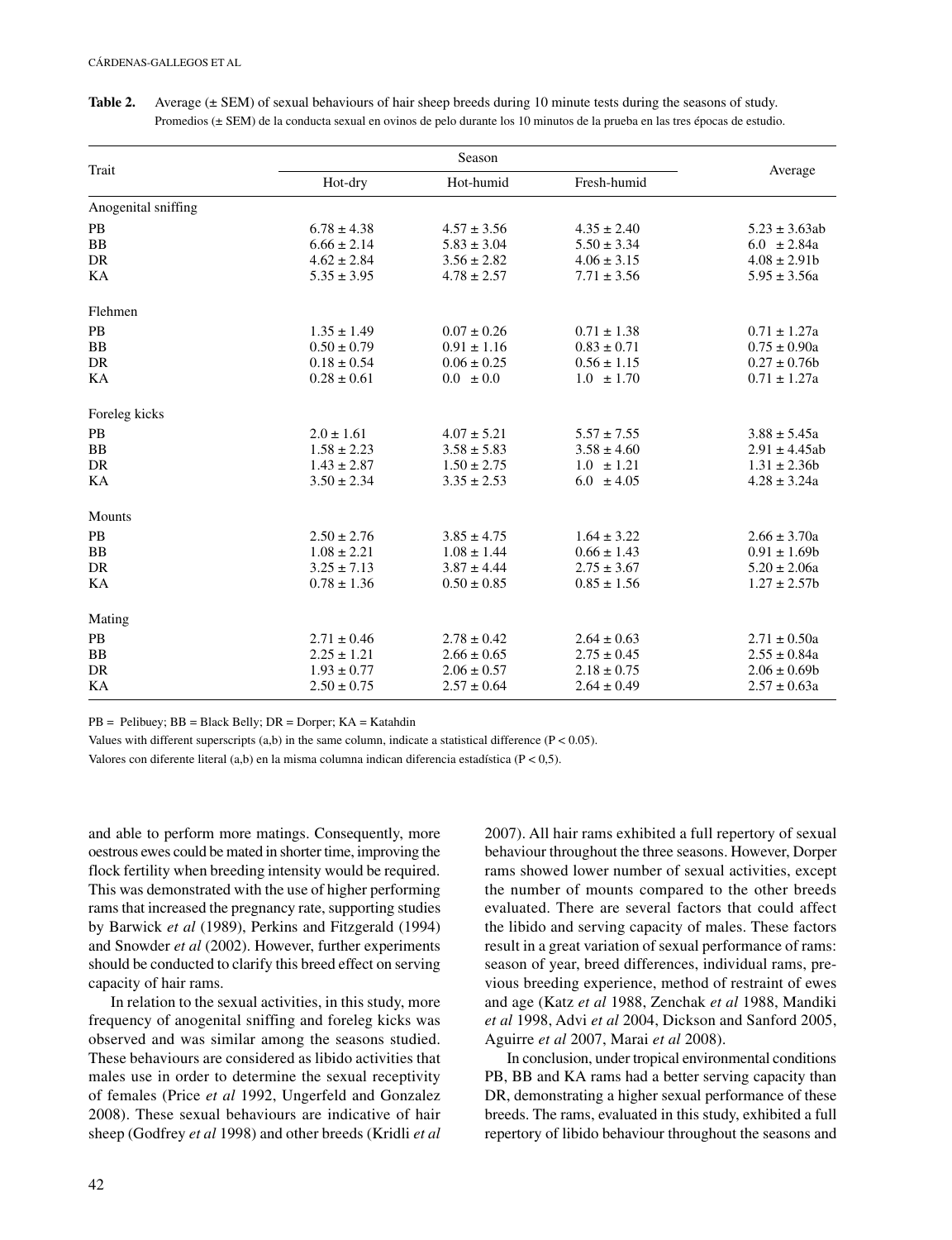**Table 2.** Average (± SEM) of sexual behaviours of hair sheep breeds during 10 minute tests during the seasons of study.
Promedios (± SEM) de la conducta sexual en ovinos de pelo durante los 10 minutos de la prueba en las tres épocas de estudio.

| Trait | Season | | | Average |
|---|---|---|---|---|
| | Hot-dry | Hot-humid | Fresh-humid | |
| Anogenital sniffing | | | | |
| PB | 6.78 ± 4.38 | 4.57 ± 3.56 | 4.35 ± 2.40 | 5.23 ± 3.63ab |
| BB | 6.66 ± 2.14 | 5.83 ± 3.04 | 5.50 ± 3.34 | 6.0 ± 2.84a |
| DR | 4.62 ± 2.84 | 3.56 ± 2.82 | 4.06 ± 3.15 | 4.08 ± 2.91b |
| KA | 5.35 ± 3.95 | 4.78 ± 2.57 | 7.71 ± 3.56 | 5.95 ± 3.56a |
| Flehmen | | | | |
| PB | 1.35 ± 1.49 | 0.07 ± 0.26 | 0.71 ± 1.38 | 0.71 ± 1.27a |
| BB | 0.50 ± 0.79 | 0.91 ± 1.16 | 0.83 ± 0.71 | 0.75 ± 0.90a |
| DR | 0.18 ± 0.54 | 0.06 ± 0.25 | 0.56 ± 1.15 | 0.27 ± 0.76b |
| KA | 0.28 ± 0.61 | 0.0 ± 0.0 | 1.0 ± 1.70 | 0.71 ± 1.27a |
| Foreleg kicks | | | | |
| PB | 2.0 ± 1.61 | 4.07 ± 5.21 | 5.57 ± 7.55 | 3.88 ± 5.45a |
| BB | 1.58 ± 2.23 | 3.58 ± 5.83 | 3.58 ± 4.60 | 2.91 ± 4.45ab |
| DR | 1.43 ± 2.87 | 1.50 ± 2.75 | 1.0 ± 1.21 | 1.31 ± 2.36b |
| KA | 3.50 ± 2.34 | 3.35 ± 2.53 | 6.0 ± 4.05 | 4.28 ± 3.24a |
| Mounts | | | | |
| PB | 2.50 ± 2.76 | 3.85 ± 4.75 | 1.64 ± 3.22 | 2.66 ± 3.70a |
| BB | 1.08 ± 2.21 | 1.08 ± 1.44 | 0.66 ± 1.43 | 0.91 ± 1.69b |
| DR | 3.25 ± 7.13 | 3.87 ± 4.44 | 2.75 ± 3.67 | 5.20 ± 2.06a |
| KA | 0.78 ± 1.36 | 0.50 ± 0.85 | 0.85 ± 1.56 | 1.27 ± 2.57b |
| Mating | | | | |
| PB | 2.71 ± 0.46 | 2.78 ± 0.42 | 2.64 ± 0.63 | 2.71 ± 0.50a |
| BB | 2.25 ± 1.21 | 2.66 ± 0.65 | 2.75 ± 0.45 | 2.55 ± 0.84a |
| DR | 1.93 ± 0.77 | 2.06 ± 0.57 | 2.18 ± 0.75 | 2.06 ± 0.69b |
| KA | 2.50 ± 0.75 | 2.57 ± 0.64 | 2.64 ± 0.49 | 2.57 ± 0.63a |

PB = Pelibuey; BB = Black Belly; DR = Dorper; KA = Katahdin

Values with different superscripts (a,b) in the same column, indicate a statistical difference ($P < 0.05$).

Valores con diferente literal (a,b) en la misma columna indican diferencia estadística ($P < 0{,}5$).

and able to perform more matings. Consequently, more oestrous ewes could be mated in shorter time, improving the flock fertility when breeding intensity would be required. This was demonstrated with the use of higher performing rams that increased the pregnancy rate, supporting studies by Barwick *et al* (1989), Perkins and Fitzgerald (1994) and Snowder *et al* (2002). However, further experiments should be conducted to clarify this breed effect on serving capacity of hair rams.

In relation to the sexual activities, in this study, more frequency of anogenital sniffing and foreleg kicks was observed and was similar among the seasons studied. These behaviours are considered as libido activities that males use in order to determine the sexual receptivity of females (Price *et al* 1992, Ungerfeld and Gonzalez 2008). These sexual behaviours are indicative of hair sheep (Godfrey *et al* 1998) and other breeds (Kridli *et al* 2007). All hair rams exhibited a full repertory of sexual behaviour throughout the three seasons. However, Dorper rams showed lower number of sexual activities, except the number of mounts compared to the other breeds evaluated. There are several factors that could affect the libido and serving capacity of males. These factors result in a great variation of sexual performance of rams: season of year, breed differences, individual rams, previous breeding experience, method of restraint of ewes and age (Katz *et al* 1988, Zenchak *et al* 1988, Mandiki *et al* 1998, Advi *et al* 2004, Dickson and Sanford 2005, Aguirre *et al* 2007, Marai *et al* 2008).

In conclusion, under tropical environmental conditions PB, BB and KA rams had a better serving capacity than DR, demonstrating a higher sexual performance of these breeds. The rams, evaluated in this study, exhibited a full repertory of libido behaviour throughout the seasons and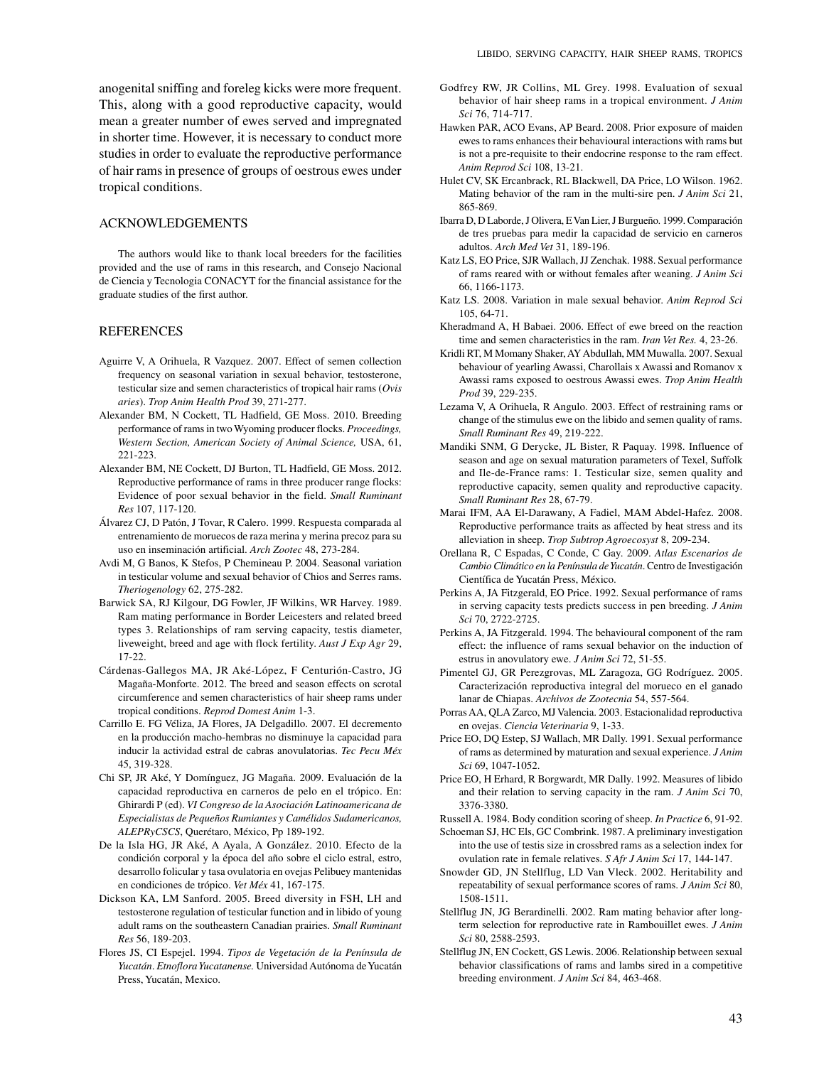anogenital sniffing and foreleg kicks were more frequent. This, along with a good reproductive capacity, would mean a greater number of ewes served and impregnated in shorter time. However, it is necessary to conduct more studies in order to evaluate the reproductive performance of hair rams in presence of groups of oestrous ewes under tropical conditions.

## ACKNOWLEDGEMENTS

The authors would like to thank local breeders for the facilities provided and the use of rams in this research, and Consejo Nacional de Ciencia y Tecnologia CONACYT for the financial assistance for the graduate studies of the first author.

## REFERENCES

Aguirre V, A Orihuela, R Vazquez. 2007. Effect of semen collection frequency on seasonal variation in sexual behavior, testosterone, testicular size and semen characteristics of tropical hair rams (*Ovis aries*). *Trop Anim Health Prod* 39, 271-277.

Alexander BM, N Cockett, TL Hadfield, GE Moss. 2010. Breeding performance of rams in two Wyoming producer flocks. *Proceedings, Western Section, American Society of Animal Science,* USA, 61, 221-223.

Alexander BM, NE Cockett, DJ Burton, TL Hadfield, GE Moss. 2012. Reproductive performance of rams in three producer range flocks: Evidence of poor sexual behavior in the field. *Small Ruminant Res* 107, 117-120.

Álvarez CJ, D Patón, J Tovar, R Calero. 1999. Respuesta comparada al entrenamiento de moruecos de raza merina y merina precoz para su uso en inseminación artificial. *Arch Zootec* 48, 273-284.

Avdi M, G Banos, K Stefos, P Chemineau P. 2004. Seasonal variation in testicular volume and sexual behavior of Chios and Serres rams. *Theriogenology* 62, 275-282.

Barwick SA, RJ Kilgour, DG Fowler, JF Wilkins, WR Harvey. 1989. Ram mating performance in Border Leicesters and related breed types 3. Relationships of ram serving capacity, testis diameter, liveweight, breed and age with flock fertility. *Aust J Exp Agr* 29, 17-22.

Cárdenas-Gallegos MA, JR Aké-López, F Centurión-Castro, JG Magaña-Monforte. 2012. The breed and season effects on scrotal circumference and semen characteristics of hair sheep rams under tropical conditions. *Reprod Domest Anim* 1-3.

Carrillo E. FG Véliza, JA Flores, JA Delgadillo. 2007. El decremento en la producción macho-hembras no disminuye la capacidad para inducir la actividad estral de cabras anovulatorias. *Tec Pecu Méx* 45, 319-328.

Chi SP, JR Aké, Y Domínguez, JG Magaña. 2009. Evaluación de la capacidad reproductiva en carneros de pelo en el trópico. En: Ghirardi P (ed). *VI Congreso de la Asociación Latinoamericana de Especialistas de Pequeños Rumiantes y Camélidos Sudamericanos, ALEPRyCSCS*, Querétaro, México, Pp 189-192.

De la Isla HG, JR Aké, A Ayala, A González. 2010. Efecto de la condición corporal y la época del año sobre el ciclo estral, estro, desarrollo folicular y tasa ovulatoria en ovejas Pelibuey mantenidas en condiciones de trópico. *Vet Méx* 41, 167-175.

Dickson KA, LM Sanford. 2005. Breed diversity in FSH, LH and testosterone regulation of testicular function and in libido of young adult rams on the southeastern Canadian prairies. *Small Ruminant Res* 56, 189-203.

Flores JS, CI Espejel. 1994. *Tipos de Vegetación de la Península de Yucatán*. *Etnoflora Yucatanense.* Universidad Autónoma de Yucatán Press, Yucatán, Mexico.

Godfrey RW, JR Collins, ML Grey. 1998. Evaluation of sexual behavior of hair sheep rams in a tropical environment. *J Anim Sci* 76, 714-717.

Hawken PAR, ACO Evans, AP Beard. 2008. Prior exposure of maiden ewes to rams enhances their behavioural interactions with rams but is not a pre-requisite to their endocrine response to the ram effect. *Anim Reprod Sci* 108, 13-21.

Hulet CV, SK Ercanbrack, RL Blackwell, DA Price, LO Wilson. 1962. Mating behavior of the ram in the multi-sire pen. *J Anim Sci* 21, 865-869.

Ibarra D, D Laborde, J Olivera, E Van Lier, J Burgueño. 1999. Comparación de tres pruebas para medir la capacidad de servicio en carneros adultos. *Arch Med Vet* 31, 189-196.

Katz LS, EO Price, SJR Wallach, JJ Zenchak. 1988. Sexual performance of rams reared with or without females after weaning. *J Anim Sci* 66, 1166-1173.

Katz LS. 2008. Variation in male sexual behavior. *Anim Reprod Sci* 105, 64-71.

Kheradmand A, H Babaei. 2006. Effect of ewe breed on the reaction time and semen characteristics in the ram. *Iran Vet Res.* 4, 23-26.

Kridli RT, M Momany Shaker, AY Abdullah, MM Muwalla. 2007. Sexual behaviour of yearling Awassi, Charollais x Awassi and Romanov x Awassi rams exposed to oestrous Awassi ewes. *Trop Anim Health Prod* 39, 229-235.

Lezama V, A Orihuela, R Angulo. 2003. Effect of restraining rams or change of the stimulus ewe on the libido and semen quality of rams. *Small Ruminant Res* 49, 219-222.

Mandiki SNM, G Derycke, JL Bister, R Paquay. 1998. Influence of season and age on sexual maturation parameters of Texel, Suffolk and Ile-de-France rams: 1. Testicular size, semen quality and reproductive capacity, semen quality and reproductive capacity. *Small Ruminant Res* 28, 67-79.

Marai IFM, AA El-Darawany, A Fadiel, MAM Abdel-Hafez. 2008. Reproductive performance traits as affected by heat stress and its alleviation in sheep. *Trop Subtrop Agroecosyst* 8, 209-234.

Orellana R, C Espadas, C Conde, C Gay. 2009. *Atlas Escenarios de Cambio Climático en la Península de Yucatán*. Centro de Investigación Científica de Yucatán Press, México.

Perkins A, JA Fitzgerald, EO Price. 1992. Sexual performance of rams in serving capacity tests predicts success in pen breeding. *J Anim Sci* 70, 2722-2725.

Perkins A, JA Fitzgerald. 1994. The behavioural component of the ram effect: the influence of rams sexual behavior on the induction of estrus in anovulatory ewe. *J Anim Sci* 72, 51-55.

Pimentel GJ, GR Perezgrovas, ML Zaragoza, GG Rodríguez. 2005. Caracterización reproductiva integral del morueco en el ganado lanar de Chiapas. *Archivos de Zootecnia* 54, 557-564.

Porras AA, QLA Zarco, MJ Valencia. 2003. Estacionalidad reproductiva en ovejas. *Ciencia Veterinaria* 9, 1-33.

Price EO, DQ Estep, SJ Wallach, MR Dally. 1991. Sexual performance of rams as determined by maturation and sexual experience. *J Anim Sci* 69, 1047-1052.

Price EO, H Erhard, R Borgwardt, MR Dally. 1992. Measures of libido and their relation to serving capacity in the ram. *J Anim Sci* 70, 3376-3380.

Russell A. 1984. Body condition scoring of sheep. *In Practice* 6, 91-92.

Schoeman SJ, HC Els, GC Combrink. 1987. A preliminary investigation into the use of testis size in crossbred rams as a selection index for ovulation rate in female relatives. *S Afr J Anim Sci* 17, 144-147.

Snowder GD, JN Stellflug, LD Van Vleck. 2002. Heritability and repeatability of sexual performance scores of rams. *J Anim Sci* 80, 1508-1511.

Stellflug JN, JG Berardinelli. 2002. Ram mating behavior after long-term selection for reproductive rate in Rambouillet ewes. *J Anim Sci* 80, 2588-2593.

Stellflug JN, EN Cockett, GS Lewis. 2006. Relationship between sexual behavior classifications of rams and lambs sired in a competitive breeding environment. *J Anim Sci* 84, 463-468.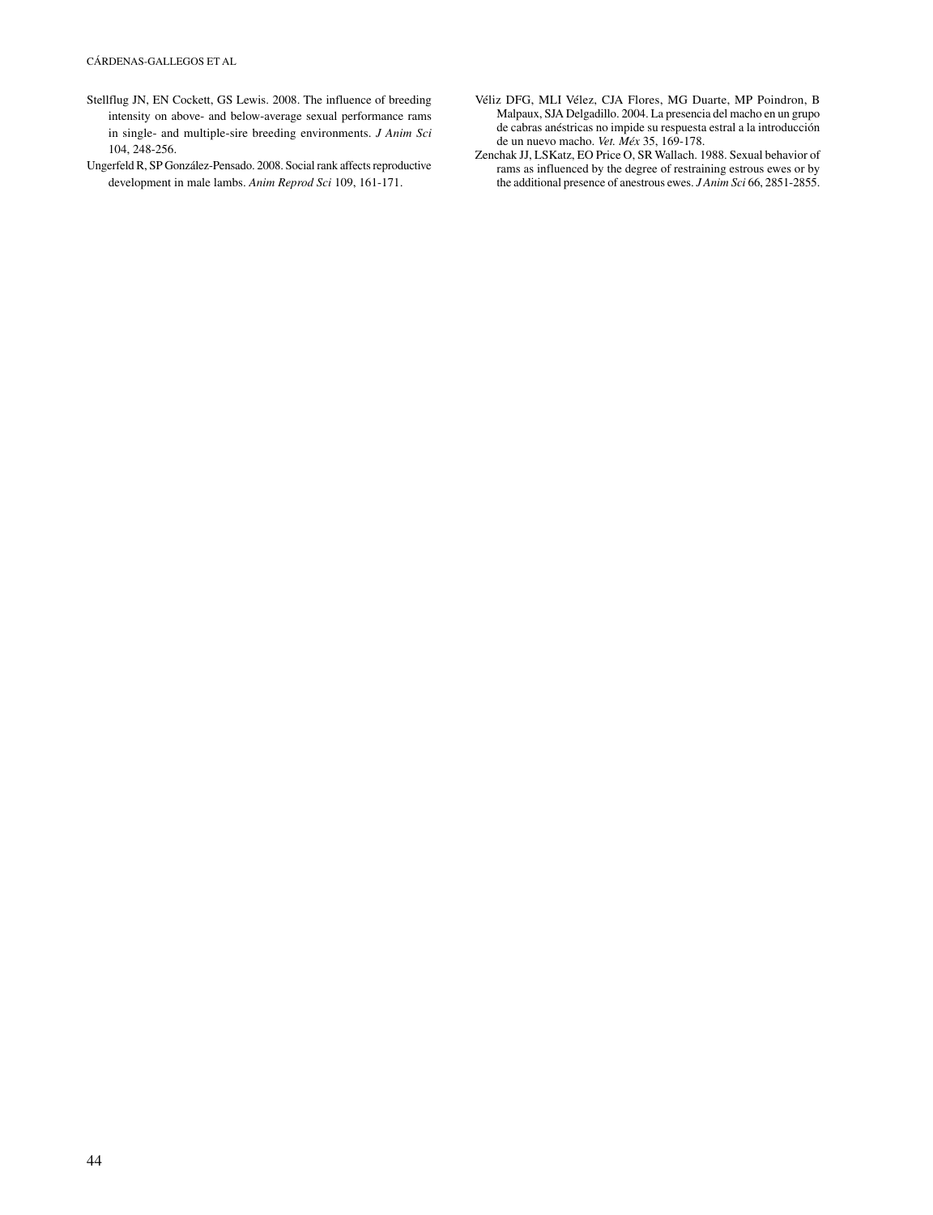Stellflug JN, EN Cockett, GS Lewis. 2008. The influence of breeding intensity on above- and below-average sexual performance rams in single- and multiple-sire breeding environments. *J Anim Sci* 104, 248-256.

Ungerfeld R, SP González-Pensado. 2008. Social rank affects reproductive development in male lambs. *Anim Reprod Sci* 109, 161-171.

Véliz DFG, MLI Vélez, CJA Flores, MG Duarte, MP Poindron, B Malpaux, SJA Delgadillo. 2004. La presencia del macho en un grupo de cabras anéstricas no impide su respuesta estral a la introducción de un nuevo macho. *Vet. Méx* 35, 169-178.

Zenchak JJ, LSKatz, EO Price O, SR Wallach. 1988. Sexual behavior of rams as influenced by the degree of restraining estrous ewes or by the additional presence of anestrous ewes. *J Anim Sci* 66, 2851-2855.